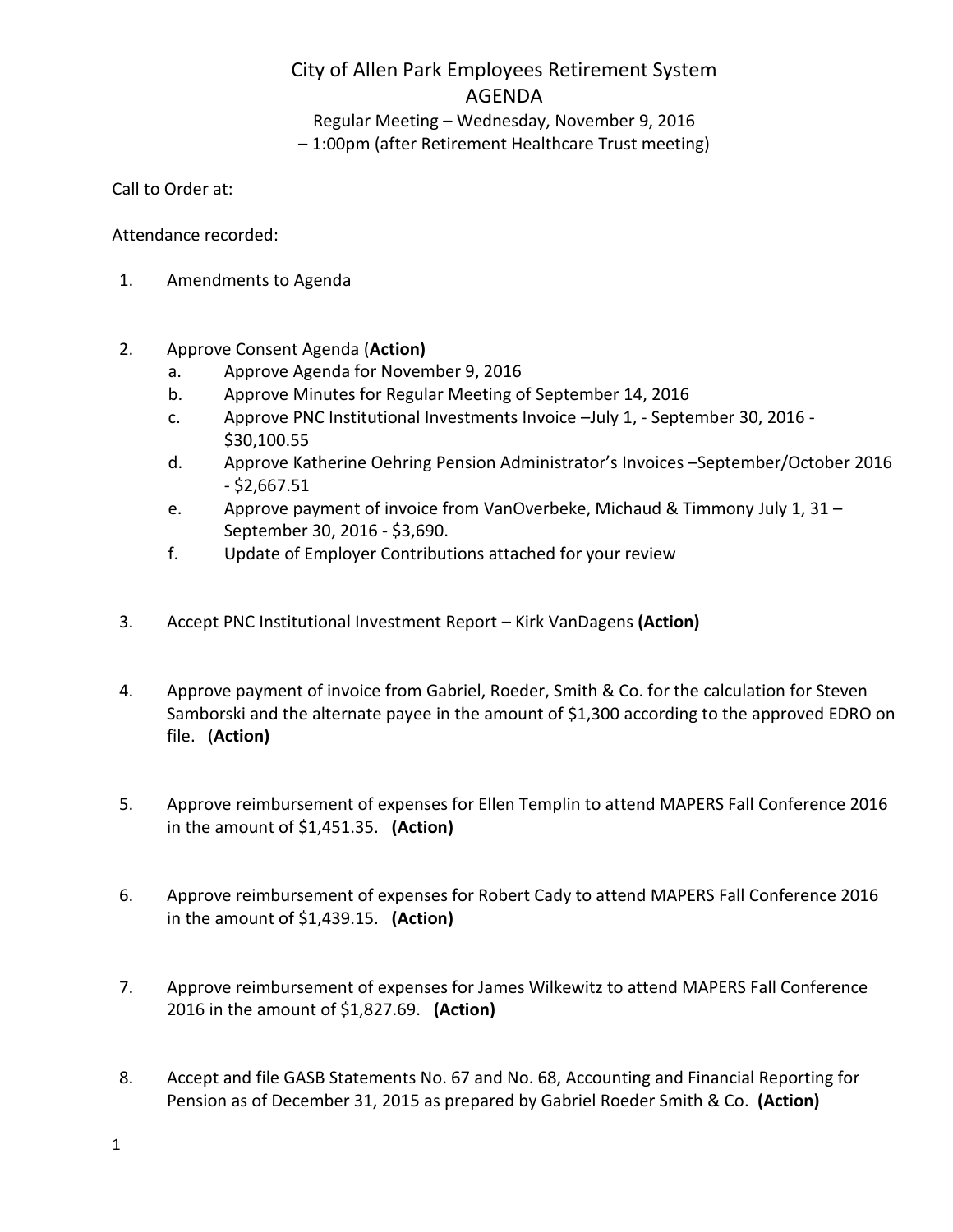# City of Allen Park Employees Retirement System
## AGENDA

Regular Meeting – Wednesday, November 9, 2016
– 1:00pm (after Retirement Healthcare Trust meeting)

Call to Order at:

Attendance recorded:

1. Amendments to Agenda

2. Approve Consent Agenda (**Action)**
   a. Approve Agenda for November 9, 2016
   b. Approve Minutes for Regular Meeting of September 14, 2016
   c. Approve PNC Institutional Investments Invoice –July 1, - September 30, 2016 - $30,100.55
   d. Approve Katherine Oehring Pension Administrator's Invoices –September/October 2016 - $2,667.51
   e. Approve payment of invoice from VanOverbeke, Michaud & Timmony July 1, 31 – September 30, 2016 - $3,690.
   f. Update of Employer Contributions attached for your review

3. Accept PNC Institutional Investment Report – Kirk VanDagens **(Action)**

4. Approve payment of invoice from Gabriel, Roeder, Smith & Co. for the calculation for Steven Samborski and the alternate payee in the amount of $1,300 according to the approved EDRO on file. (**Action)**

5. Approve reimbursement of expenses for Ellen Templin to attend MAPERS Fall Conference 2016 in the amount of $1,451.35. **(Action)**

6. Approve reimbursement of expenses for Robert Cady to attend MAPERS Fall Conference 2016 in the amount of $1,439.15. **(Action)**

7. Approve reimbursement of expenses for James Wilkewitz to attend MAPERS Fall Conference 2016 in the amount of $1,827.69. **(Action)**

8. Accept and file GASB Statements No. 67 and No. 68, Accounting and Financial Reporting for Pension as of December 31, 2015 as prepared by Gabriel Roeder Smith & Co. **(Action)**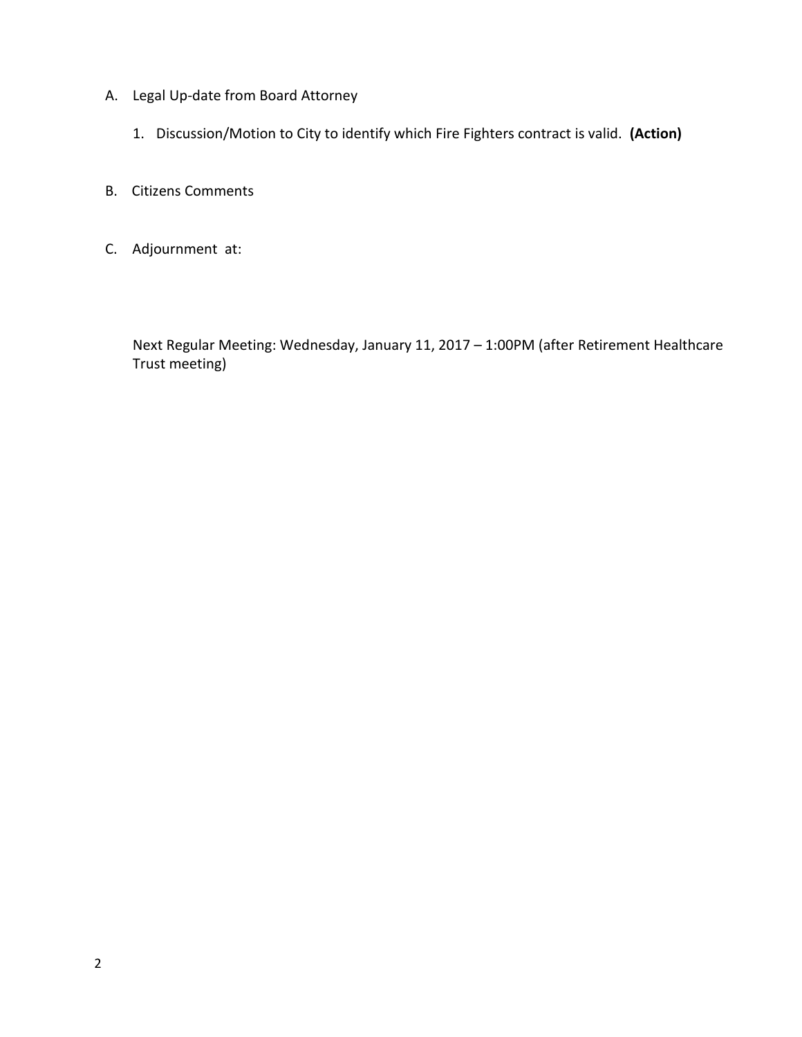A. Legal Up-date from Board Attorney

   1. Discussion/Motion to City to identify which Fire Fighters contract is valid. **(Action)**

B. Citizens Comments

C. Adjournment at:

Next Regular Meeting: Wednesday, January 11, 2017 – 1:00PM (after Retirement Healthcare Trust meeting)